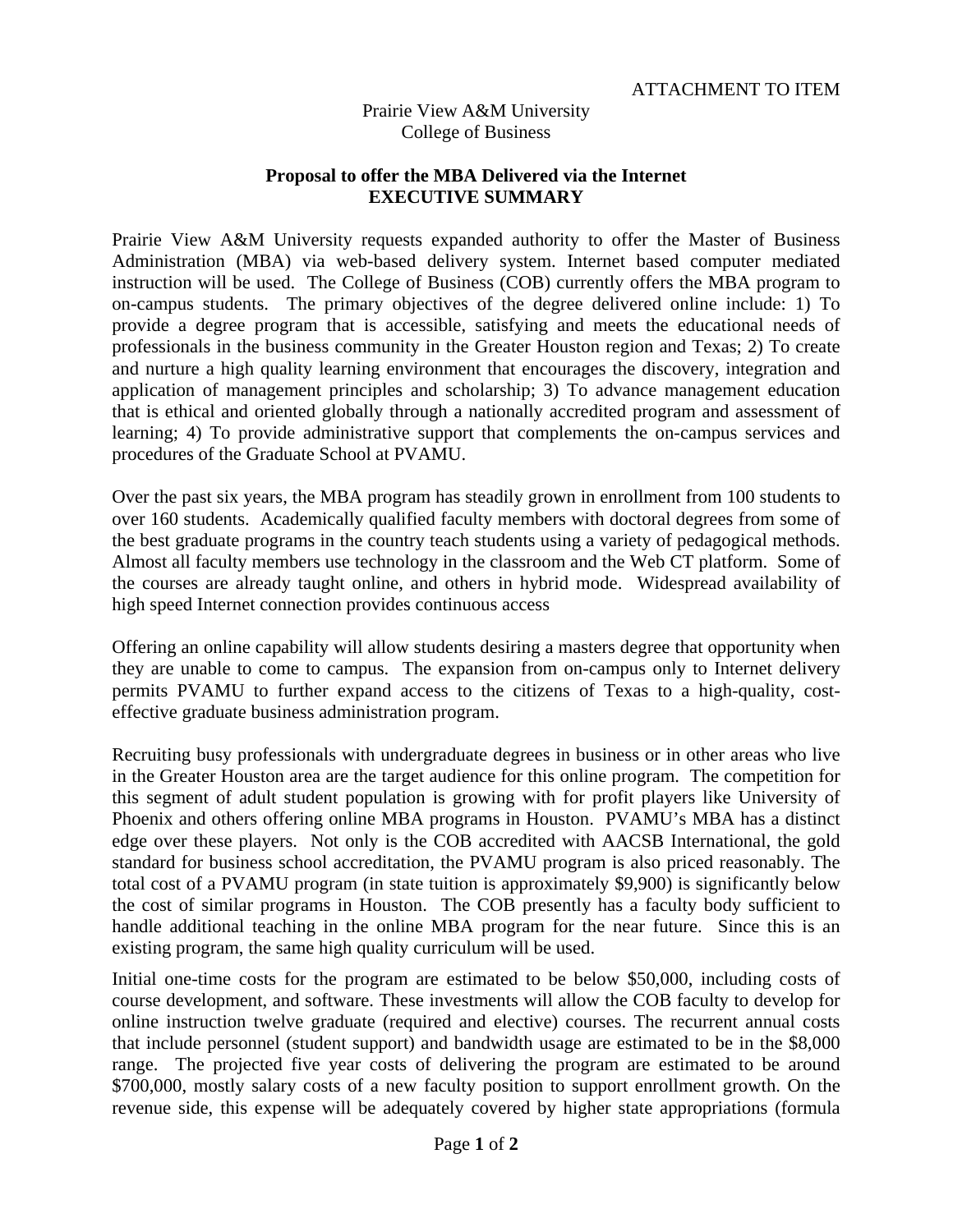ATTACHMENT TO ITEM

Prairie View A&M University
College of Business

## Proposal to offer the MBA Delivered via the Internet
## EXECUTIVE SUMMARY

Prairie View A&M University requests expanded authority to offer the Master of Business Administration (MBA) via web-based delivery system. Internet based computer mediated instruction will be used. The College of Business (COB) currently offers the MBA program to on-campus students. The primary objectives of the degree delivered online include: 1) To provide a degree program that is accessible, satisfying and meets the educational needs of professionals in the business community in the Greater Houston region and Texas; 2) To create and nurture a high quality learning environment that encourages the discovery, integration and application of management principles and scholarship; 3) To advance management education that is ethical and oriented globally through a nationally accredited program and assessment of learning; 4) To provide administrative support that complements the on-campus services and procedures of the Graduate School at PVAMU.

Over the past six years, the MBA program has steadily grown in enrollment from 100 students to over 160 students. Academically qualified faculty members with doctoral degrees from some of the best graduate programs in the country teach students using a variety of pedagogical methods. Almost all faculty members use technology in the classroom and the Web CT platform. Some of the courses are already taught online, and others in hybrid mode. Widespread availability of high speed Internet connection provides continuous access

Offering an online capability will allow students desiring a masters degree that opportunity when they are unable to come to campus. The expansion from on-campus only to Internet delivery permits PVAMU to further expand access to the citizens of Texas to a high-quality, cost-effective graduate business administration program.

Recruiting busy professionals with undergraduate degrees in business or in other areas who live in the Greater Houston area are the target audience for this online program. The competition for this segment of adult student population is growing with for profit players like University of Phoenix and others offering online MBA programs in Houston. PVAMU's MBA has a distinct edge over these players. Not only is the COB accredited with AACSB International, the gold standard for business school accreditation, the PVAMU program is also priced reasonably. The total cost of a PVAMU program (in state tuition is approximately $9,900) is significantly below the cost of similar programs in Houston. The COB presently has a faculty body sufficient to handle additional teaching in the online MBA program for the near future. Since this is an existing program, the same high quality curriculum will be used.

Initial one-time costs for the program are estimated to be below $50,000, including costs of course development, and software. These investments will allow the COB faculty to develop for online instruction twelve graduate (required and elective) courses. The recurrent annual costs that include personnel (student support) and bandwidth usage are estimated to be in the $8,000 range. The projected five year costs of delivering the program are estimated to be around $700,000, mostly salary costs of a new faculty position to support enrollment growth. On the revenue side, this expense will be adequately covered by higher state appropriations (formula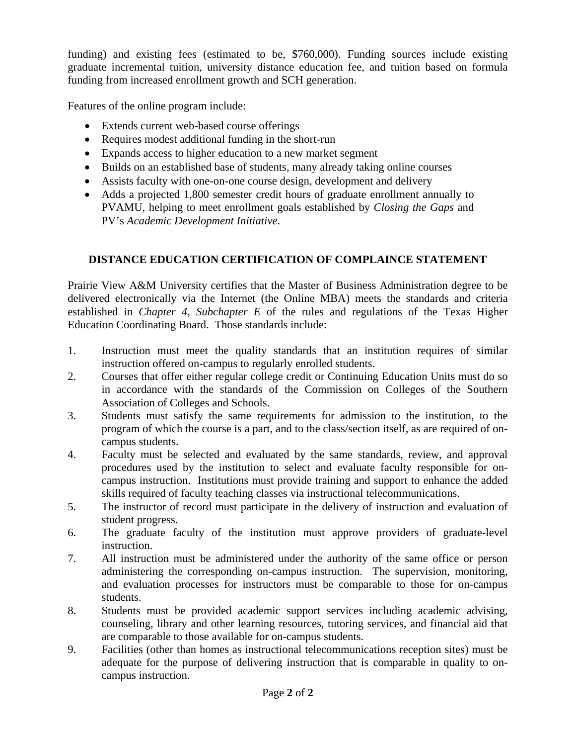funding) and existing fees (estimated to be, $760,000). Funding sources include existing graduate incremental tuition, university distance education fee, and tuition based on formula funding from increased enrollment growth and SCH generation.

Features of the online program include:

- Extends current web-based course offerings
- Requires modest additional funding in the short-run
- Expands access to higher education to a new market segment
- Builds on an established base of students, many already taking online courses
- Assists faculty with one-on-one course design, development and delivery
- Adds a projected 1,800 semester credit hours of graduate enrollment annually to PVAMU, helping to meet enrollment goals established by *Closing the Gaps* and PV's *Academic Development Initiative*.

## DISTANCE EDUCATION CERTIFICATION OF COMPLAINCE STATEMENT

Prairie View A&M University certifies that the Master of Business Administration degree to be delivered electronically via the Internet (the Online MBA) meets the standards and criteria established in *Chapter 4, Subchapter E* of the rules and regulations of the Texas Higher Education Coordinating Board. Those standards include:

1. Instruction must meet the quality standards that an institution requires of similar instruction offered on-campus to regularly enrolled students.
2. Courses that offer either regular college credit or Continuing Education Units must do so in accordance with the standards of the Commission on Colleges of the Southern Association of Colleges and Schools.
3. Students must satisfy the same requirements for admission to the institution, to the program of which the course is a part, and to the class/section itself, as are required of on-campus students.
4. Faculty must be selected and evaluated by the same standards, review, and approval procedures used by the institution to select and evaluate faculty responsible for on-campus instruction. Institutions must provide training and support to enhance the added skills required of faculty teaching classes via instructional telecommunications.
5. The instructor of record must participate in the delivery of instruction and evaluation of student progress.
6. The graduate faculty of the institution must approve providers of graduate-level instruction.
7. All instruction must be administered under the authority of the same office or person administering the corresponding on-campus instruction. The supervision, monitoring, and evaluation processes for instructors must be comparable to those for on-campus students.
8. Students must be provided academic support services including academic advising, counseling, library and other learning resources, tutoring services, and financial aid that are comparable to those available for on-campus students.
9. Facilities (other than homes as instructional telecommunications reception sites) must be adequate for the purpose of delivering instruction that is comparable in quality to on-campus instruction.